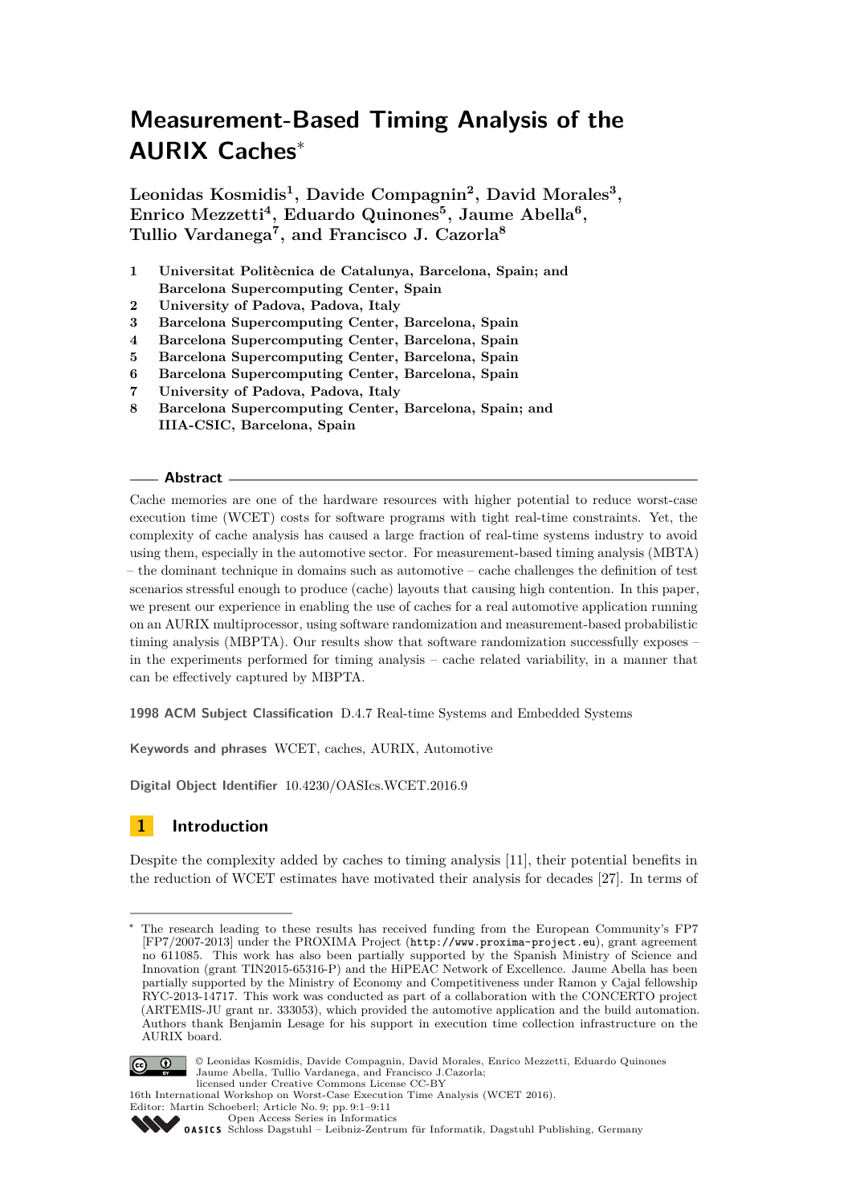# Measurement-Based Timing Analysis of the AURIX Caches*

**Leonidas Kosmidis[1], Davide Compagnin[2], David Morales[3], Enrico Mezzetti[4], Eduardo Quinones[5], Jaume Abella[6], Tullio Vardanega[7], and Francisco J. Cazorla[8]**

1. **Universitat Politècnica de Catalunya, Barcelona, Spain; and Barcelona Supercomputing Center, Spain**
2. **University of Padova, Padova, Italy**
3. **Barcelona Supercomputing Center, Barcelona, Spain**
4. **Barcelona Supercomputing Center, Barcelona, Spain**
5. **Barcelona Supercomputing Center, Barcelona, Spain**
6. **Barcelona Supercomputing Center, Barcelona, Spain**
7. **University of Padova, Padova, Italy**
8. **Barcelona Supercomputing Center, Barcelona, Spain; and IIIA-CSIC, Barcelona, Spain**

## Abstract

Cache memories are one of the hardware resources with higher potential to reduce worst-case execution time (WCET) costs for software programs with tight real-time constraints. Yet, the complexity of cache analysis has caused a large fraction of real-time systems industry to avoid using them, especially in the automotive sector. For measurement-based timing analysis (MBTA) – the dominant technique in domains such as automotive – cache challenges the definition of test scenarios stressful enough to produce (cache) layouts that causing high contention. In this paper, we present our experience in enabling the use of caches for a real automotive application running on an AURIX multiprocessor, using software randomization and measurement-based probabilistic timing analysis (MBPTA). Our results show that software randomization successfully exposes – in the experiments performed for timing analysis – cache related variability, in a manner that can be effectively captured by MBPTA.

**1998 ACM Subject Classification** D.4.7 Real-time Systems and Embedded Systems

**Keywords and phrases** WCET, caches, AURIX, Automotive

**Digital Object Identifier** 10.4230/OASIcs.WCET.2016.9

## 1 Introduction

Despite the complexity added by caches to timing analysis [11], their potential benefits in the reduction of WCET estimates have motivated their analysis for decades [27]. In terms of

---

* The research leading to these results has received funding from the European Community's FP7 [FP7/2007-2013] under the PROXIMA Project (http://www.proxima-project.eu), grant agreement no 611085. This work has also been partially supported by the Spanish Ministry of Science and Innovation (grant TIN2015-65316-P) and the HiPEAC Network of Excellence. Jaume Abella has been partially supported by the Ministry of Economy and Competitiveness under Ramon y Cajal fellowship RYC-2013-14717. This work was conducted as part of a collaboration with the CONCERTO project (ARTEMIS-JU grant nr. 333053), which provided the automotive application and the build automation. Authors thank Benjamin Lesage for his support in execution time collection infrastructure on the AURIX board.

© Leonidas Kosmidis, Davide Compagnin, David Morales, Enrico Mezzetti, Eduardo Quinones Jaume Abella, Tullio Vardanega, and Francisco J.Cazorla;
licensed under Creative Commons License CC-BY
16th International Workshop on Worst-Case Execution Time Analysis (WCET 2016).
Editor: Martin Schoeberl; Article No. 9; pp. 9:1–9:11
Open Access Series in Informatics
Schloss Dagstuhl – Leibniz-Zentrum für Informatik, Dagstuhl Publishing, Germany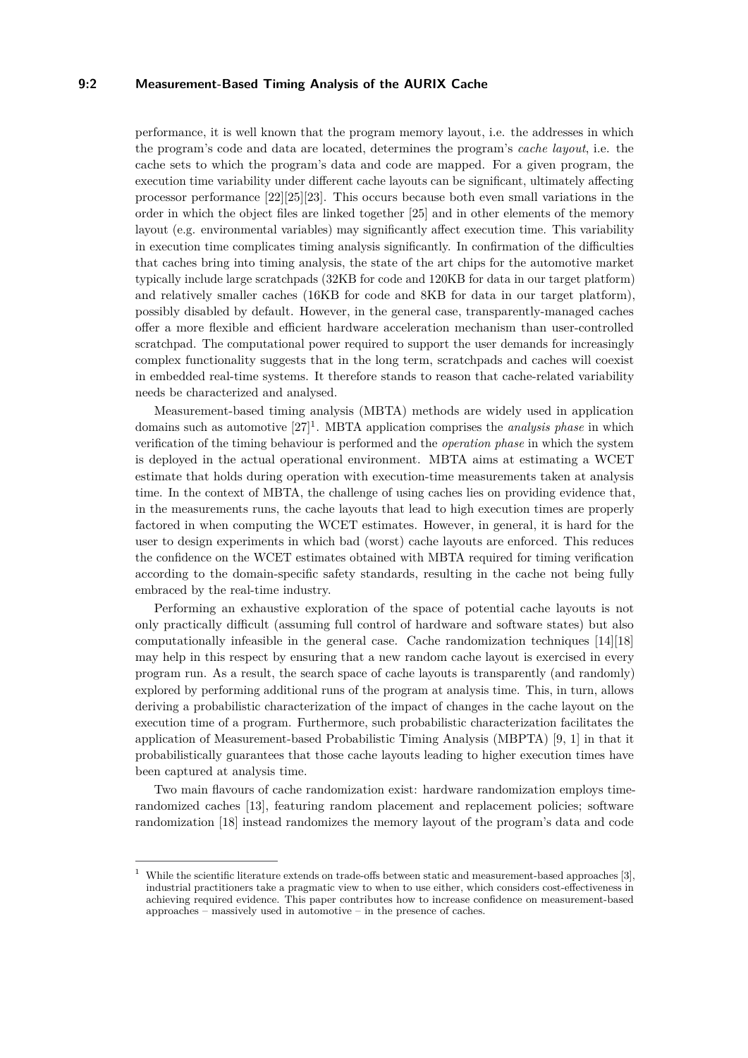performance, it is well known that the program memory layout, i.e. the addresses in which the program's code and data are located, determines the program's *cache layout*, i.e. the cache sets to which the program's data and code are mapped. For a given program, the execution time variability under different cache layouts can be significant, ultimately affecting processor performance [22][25][23]. This occurs because both even small variations in the order in which the object files are linked together [25] and in other elements of the memory layout (e.g. environmental variables) may significantly affect execution time. This variability in execution time complicates timing analysis significantly. In confirmation of the difficulties that caches bring into timing analysis, the state of the art chips for the automotive market typically include large scratchpads (32KB for code and 120KB for data in our target platform) and relatively smaller caches (16KB for code and 8KB for data in our target platform), possibly disabled by default. However, in the general case, transparently-managed caches offer a more flexible and efficient hardware acceleration mechanism than user-controlled scratchpad. The computational power required to support the user demands for increasingly complex functionality suggests that in the long term, scratchpads and caches will coexist in embedded real-time systems. It therefore stands to reason that cache-related variability needs be characterized and analysed.

Measurement-based timing analysis (MBTA) methods are widely used in application domains such as automotive [27][1]. MBTA application comprises the *analysis phase* in which verification of the timing behaviour is performed and the *operation phase* in which the system is deployed in the actual operational environment. MBTA aims at estimating a WCET estimate that holds during operation with execution-time measurements taken at analysis time. In the context of MBTA, the challenge of using caches lies on providing evidence that, in the measurements runs, the cache layouts that lead to high execution times are properly factored in when computing the WCET estimates. However, in general, it is hard for the user to design experiments in which bad (worst) cache layouts are enforced. This reduces the confidence on the WCET estimates obtained with MBTA required for timing verification according to the domain-specific safety standards, resulting in the cache not being fully embraced by the real-time industry.

Performing an exhaustive exploration of the space of potential cache layouts is not only practically difficult (assuming full control of hardware and software states) but also computationally infeasible in the general case. Cache randomization techniques [14][18] may help in this respect by ensuring that a new random cache layout is exercised in every program run. As a result, the search space of cache layouts is transparently (and randomly) explored by performing additional runs of the program at analysis time. This, in turn, allows deriving a probabilistic characterization of the impact of changes in the cache layout on the execution time of a program. Furthermore, such probabilistic characterization facilitates the application of Measurement-based Probabilistic Timing Analysis (MBPTA) [9, 1] in that it probabilistically guarantees that those cache layouts leading to higher execution times have been captured at analysis time.

Two main flavours of cache randomization exist: hardware randomization employs time-randomized caches [13], featuring random placement and replacement policies; software randomization [18] instead randomizes the memory layout of the program's data and code

[1] While the scientific literature extends on trade-offs between static and measurement-based approaches [3], industrial practitioners take a pragmatic view to when to use either, which considers cost-effectiveness in achieving required evidence. This paper contributes how to increase confidence on measurement-based approaches – massively used in automotive – in the presence of caches.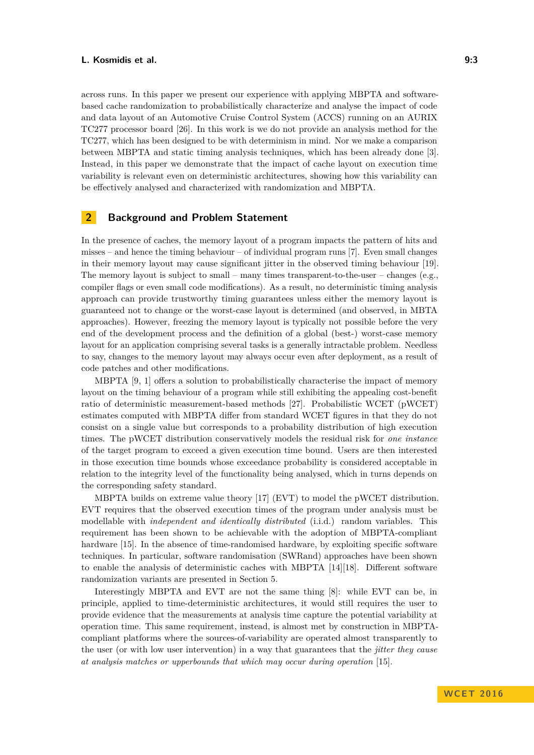across runs. In this paper we present our experience with applying MBPTA and software-based cache randomization to probabilistically characterize and analyse the impact of code and data layout of an Automotive Cruise Control System (ACCS) running on an AURIX TC277 processor board [26]. In this work is we do not provide an analysis method for the TC277, which has been designed to be with determinism in mind. Nor we make a comparison between MBPTA and static timing analysis techniques, which has been already done [3]. Instead, in this paper we demonstrate that the impact of cache layout on execution time variability is relevant even on deterministic architectures, showing how this variability can be effectively analysed and characterized with randomization and MBPTA.

## 2 Background and Problem Statement

In the presence of caches, the memory layout of a program impacts the pattern of hits and misses – and hence the timing behaviour – of individual program runs [7]. Even small changes in their memory layout may cause significant jitter in the observed timing behaviour [19]. The memory layout is subject to small – many times transparent-to-the-user – changes (e.g., compiler flags or even small code modifications). As a result, no deterministic timing analysis approach can provide trustworthy timing guarantees unless either the memory layout is guaranteed not to change or the worst-case layout is determined (and observed, in MBTA approaches). However, freezing the memory layout is typically not possible before the very end of the development process and the definition of a global (best-) worst-case memory layout for an application comprising several tasks is a generally intractable problem. Needless to say, changes to the memory layout may always occur even after deployment, as a result of code patches and other modifications.

MBPTA [9, 1] offers a solution to probabilistically characterise the impact of memory layout on the timing behaviour of a program while still exhibiting the appealing cost-benefit ratio of deterministic measurement-based methods [27]. Probabilistic WCET (pWCET) estimates computed with MBPTA differ from standard WCET figures in that they do not consist on a single value but corresponds to a probability distribution of high execution times. The pWCET distribution conservatively models the residual risk for *one instance* of the target program to exceed a given execution time bound. Users are then interested in those execution time bounds whose exceedance probability is considered acceptable in relation to the integrity level of the functionality being analysed, which in turns depends on the corresponding safety standard.

MBPTA builds on extreme value theory [17] (EVT) to model the pWCET distribution. EVT requires that the observed execution times of the program under analysis must be modellable with *independent and identically distributed* (i.i.d.) random variables. This requirement has been shown to be achievable with the adoption of MBPTA-compliant hardware [15]. In the absence of time-randomised hardware, by exploiting specific software techniques. In particular, software randomisation (SWRand) approaches have been shown to enable the analysis of deterministic caches with MBPTA [14][18]. Different software randomization variants are presented in Section 5.

Interestingly MBPTA and EVT are not the same thing [8]: while EVT can be, in principle, applied to time-deterministic architectures, it would still requires the user to provide evidence that the measurements at analysis time capture the potential variability at operation time. This same requirement, instead, is almost met by construction in MBPTA-compliant platforms where the sources-of-variability are operated almost transparently to the user (or with low user intervention) in a way that guarantees that the *jitter they cause at analysis matches or upperbounds that which may occur during operation* [15].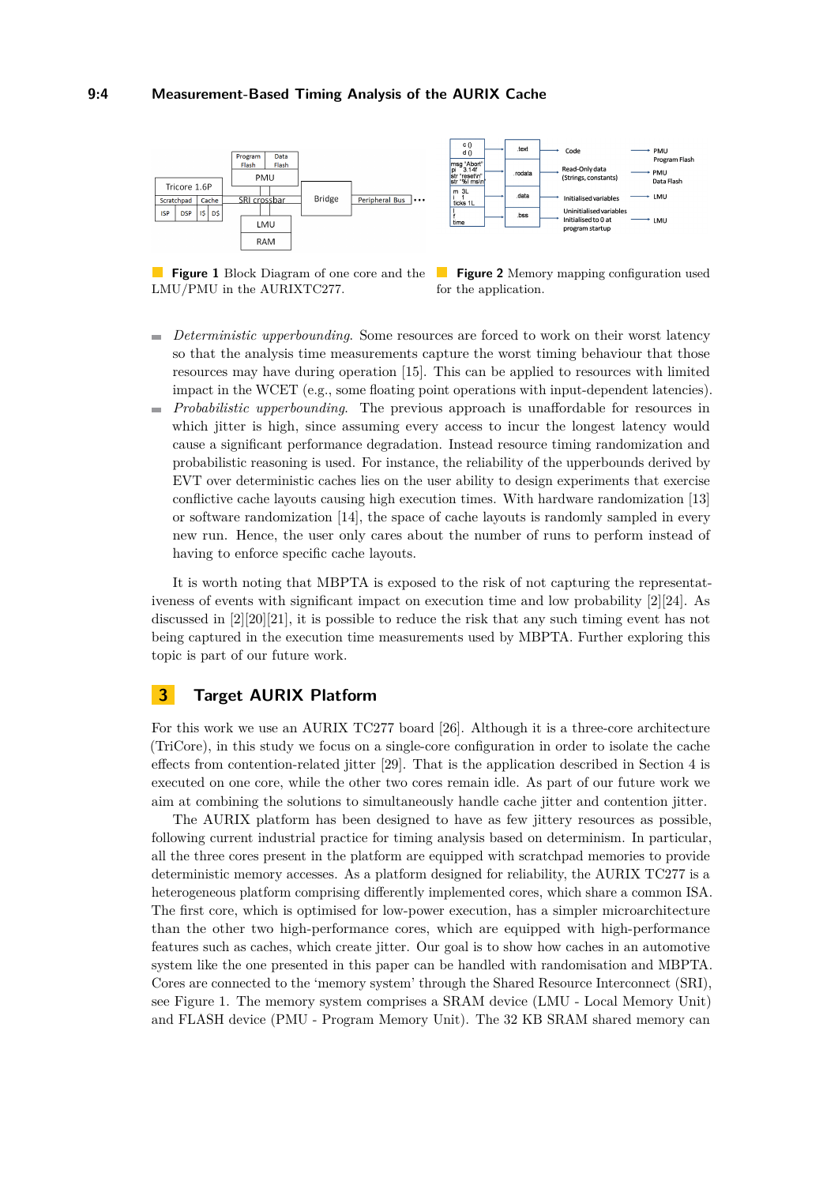**Figure 1** Block Diagram of one core and the LMU/PMU in the AURIXTC277.

**Figure 2** Memory mapping configuration used for the application.

- *Deterministic upperbounding*. Some resources are forced to work on their worst latency so that the analysis time measurements capture the worst timing behaviour that those resources may have during operation [15]. This can be applied to resources with limited impact in the WCET (e.g., some floating point operations with input-dependent latencies).
- *Probabilistic upperbounding*. The previous approach is unaffordable for resources in which jitter is high, since assuming every access to incur the longest latency would cause a significant performance degradation. Instead resource timing randomization and probabilistic reasoning is used. For instance, the reliability of the upperbounds derived by EVT over deterministic caches lies on the user ability to design experiments that exercise conflictive cache layouts causing high execution times. With hardware randomization [13] or software randomization [14], the space of cache layouts is randomly sampled in every new run. Hence, the user only cares about the number of runs to perform instead of having to enforce specific cache layouts.

It is worth noting that MBPTA is exposed to the risk of not capturing the representativeness of events with significant impact on execution time and low probability [2][24]. As discussed in [2][20][21], it is possible to reduce the risk that any such timing event has not being captured in the execution time measurements used by MBPTA. Further exploring this topic is part of our future work.

## 3 Target AURIX Platform

For this work we use an AURIX TC277 board [26]. Although it is a three-core architecture (TriCore), in this study we focus on a single-core configuration in order to isolate the cache effects from contention-related jitter [29]. That is the application described in Section 4 is executed on one core, while the other two cores remain idle. As part of our future work we aim at combining the solutions to simultaneously handle cache jitter and contention jitter.

The AURIX platform has been designed to have as few jittery resources as possible, following current industrial practice for timing analysis based on determinism. In particular, all the three cores present in the platform are equipped with scratchpad memories to provide deterministic memory accesses. As a platform designed for reliability, the AURIX TC277 is a heterogeneous platform comprising differently implemented cores, which share a common ISA. The first core, which is optimised for low-power execution, has a simpler microarchitecture than the other two high-performance cores, which are equipped with high-performance features such as caches, which create jitter. Our goal is to show how caches in an automotive system like the one presented in this paper can be handled with randomisation and MBPTA. Cores are connected to the 'memory system' through the Shared Resource Interconnect (SRI), see Figure 1. The memory system comprises a SRAM device (LMU - Local Memory Unit) and FLASH device (PMU - Program Memory Unit). The 32 KB SRAM shared memory can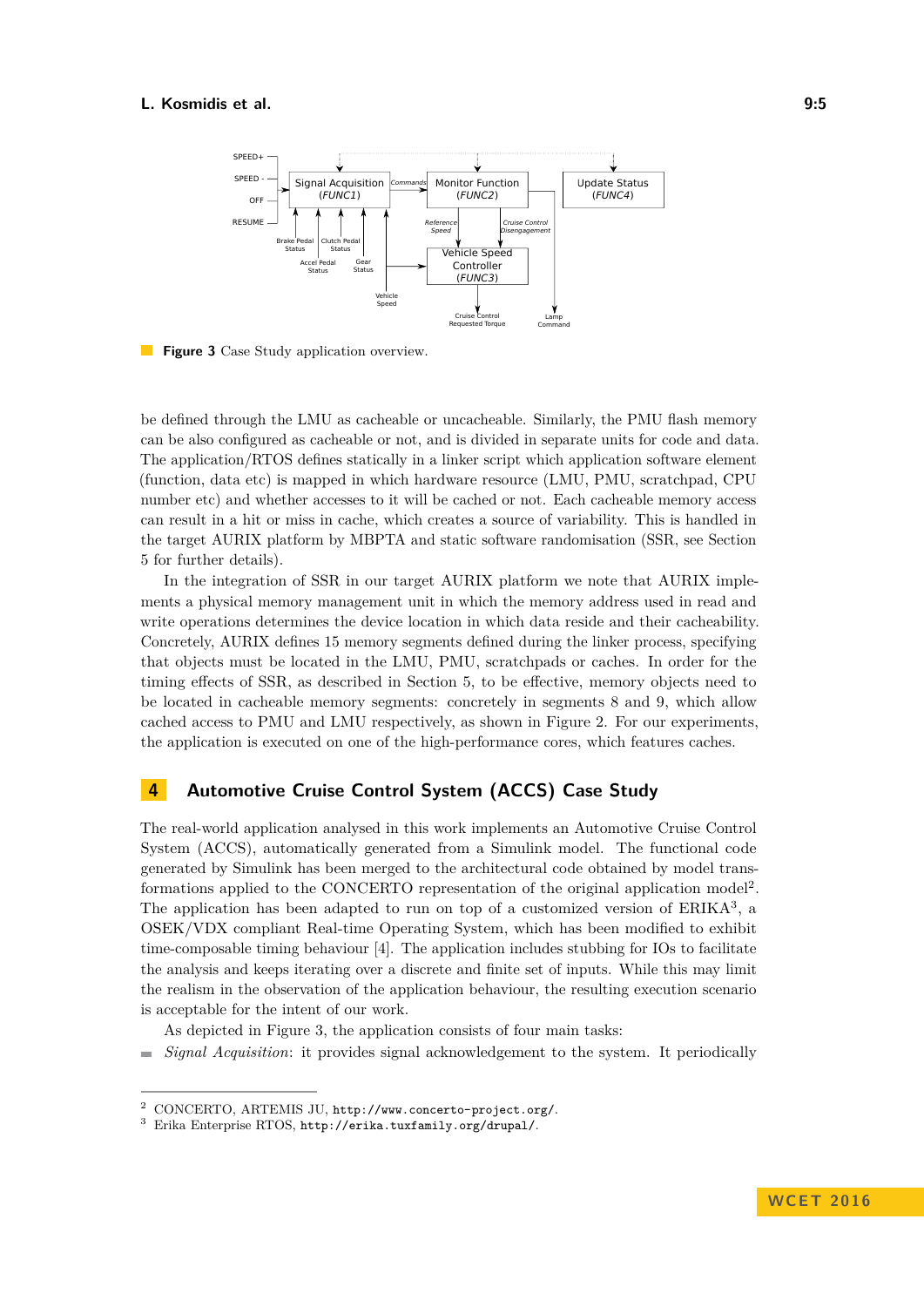**Figure 3** Case Study application overview.

be defined through the LMU as cacheable or uncacheable. Similarly, the PMU flash memory can be also configured as cacheable or not, and is divided in separate units for code and data. The application/RTOS defines statically in a linker script which application software element (function, data etc) is mapped in which hardware resource (LMU, PMU, scratchpad, CPU number etc) and whether accesses to it will be cached or not. Each cacheable memory access can result in a hit or miss in cache, which creates a source of variability. This is handled in the target AURIX platform by MBPTA and static software randomisation (SSR, see Section 5 for further details).

In the integration of SSR in our target AURIX platform we note that AURIX implements a physical memory management unit in which the memory address used in read and write operations determines the device location in which data reside and their cacheability. Concretely, AURIX defines 15 memory segments defined during the linker process, specifying that objects must be located in the LMU, PMU, scratchpads or caches. In order for the timing effects of SSR, as described in Section 5, to be effective, memory objects need to be located in cacheable memory segments: concretely in segments 8 and 9, which allow cached access to PMU and LMU respectively, as shown in Figure 2. For our experiments, the application is executed on one of the high-performance cores, which features caches.

## 4 Automotive Cruise Control System (ACCS) Case Study

The real-world application analysed in this work implements an Automotive Cruise Control System (ACCS), automatically generated from a Simulink model. The functional code generated by Simulink has been merged to the architectural code obtained by model transformations applied to the CONCERTO representation of the original application model[2]. The application has been adapted to run on top of a customized version of ERIKA[3], a OSEK/VDX compliant Real-time Operating System, which has been modified to exhibit time-composable timing behaviour [4]. The application includes stubbing for IOs to facilitate the analysis and keeps iterating over a discrete and finite set of inputs. While this may limit the realism in the observation of the application behaviour, the resulting execution scenario is acceptable for the intent of our work.

As depicted in Figure 3, the application consists of four main tasks:

- *Signal Acquisition*: it provides signal acknowledgement to the system. It periodically

---

[2] CONCERTO, ARTEMIS JU, http://www.concerto-project.org/.
[3] Erika Enterprise RTOS, http://erika.tuxfamily.org/drupal/.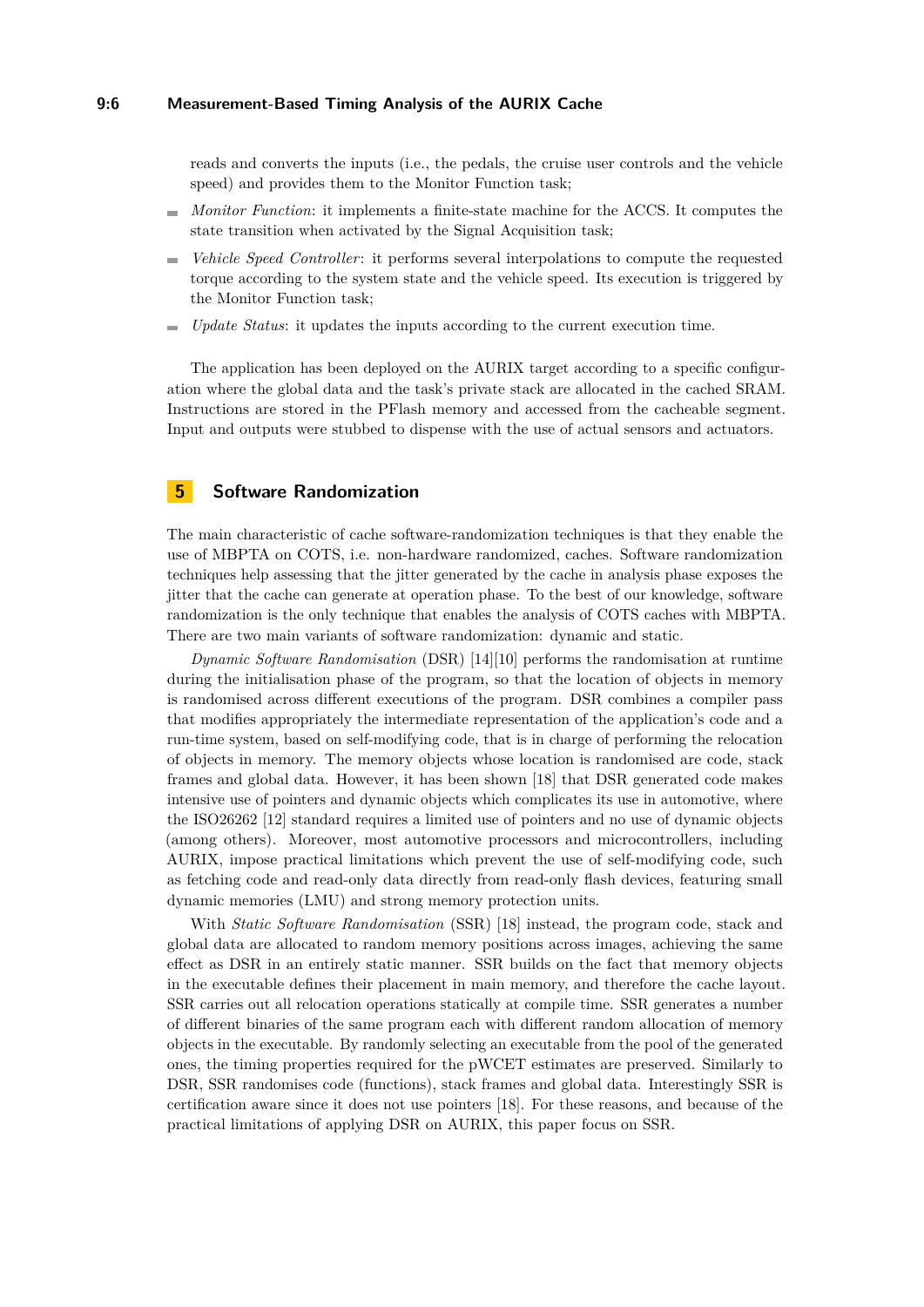reads and converts the inputs (i.e., the pedals, the cruise user controls and the vehicle speed) and provides them to the Monitor Function task;

- *Monitor Function*: it implements a finite-state machine for the ACCS. It computes the state transition when activated by the Signal Acquisition task;
- *Vehicle Speed Controller*: it performs several interpolations to compute the requested torque according to the system state and the vehicle speed. Its execution is triggered by the Monitor Function task;
- *Update Status*: it updates the inputs according to the current execution time.

The application has been deployed on the AURIX target according to a specific configuration where the global data and the task's private stack are allocated in the cached SRAM. Instructions are stored in the PFlash memory and accessed from the cacheable segment. Input and outputs were stubbed to dispense with the use of actual sensors and actuators.

## 5 Software Randomization

The main characteristic of cache software-randomization techniques is that they enable the use of MBPTA on COTS, i.e. non-hardware randomized, caches. Software randomization techniques help assessing that the jitter generated by the cache in analysis phase exposes the jitter that the cache can generate at operation phase. To the best of our knowledge, software randomization is the only technique that enables the analysis of COTS caches with MBPTA. There are two main variants of software randomization: dynamic and static.

*Dynamic Software Randomisation* (DSR) [14][10] performs the randomisation at runtime during the initialisation phase of the program, so that the location of objects in memory is randomised across different executions of the program. DSR combines a compiler pass that modifies appropriately the intermediate representation of the application's code and a run-time system, based on self-modifying code, that is in charge of performing the relocation of objects in memory. The memory objects whose location is randomised are code, stack frames and global data. However, it has been shown [18] that DSR generated code makes intensive use of pointers and dynamic objects which complicates its use in automotive, where the ISO26262 [12] standard requires a limited use of pointers and no use of dynamic objects (among others). Moreover, most automotive processors and microcontrollers, including AURIX, impose practical limitations which prevent the use of self-modifying code, such as fetching code and read-only data directly from read-only flash devices, featuring small dynamic memories (LMU) and strong memory protection units.

With *Static Software Randomisation* (SSR) [18] instead, the program code, stack and global data are allocated to random memory positions across images, achieving the same effect as DSR in an entirely static manner. SSR builds on the fact that memory objects in the executable defines their placement in main memory, and therefore the cache layout. SSR carries out all relocation operations statically at compile time. SSR generates a number of different binaries of the same program each with different random allocation of memory objects in the executable. By randomly selecting an executable from the pool of the generated ones, the timing properties required for the pWCET estimates are preserved. Similarly to DSR, SSR randomises code (functions), stack frames and global data. Interestingly SSR is certification aware since it does not use pointers [18]. For these reasons, and because of the practical limitations of applying DSR on AURIX, this paper focus on SSR.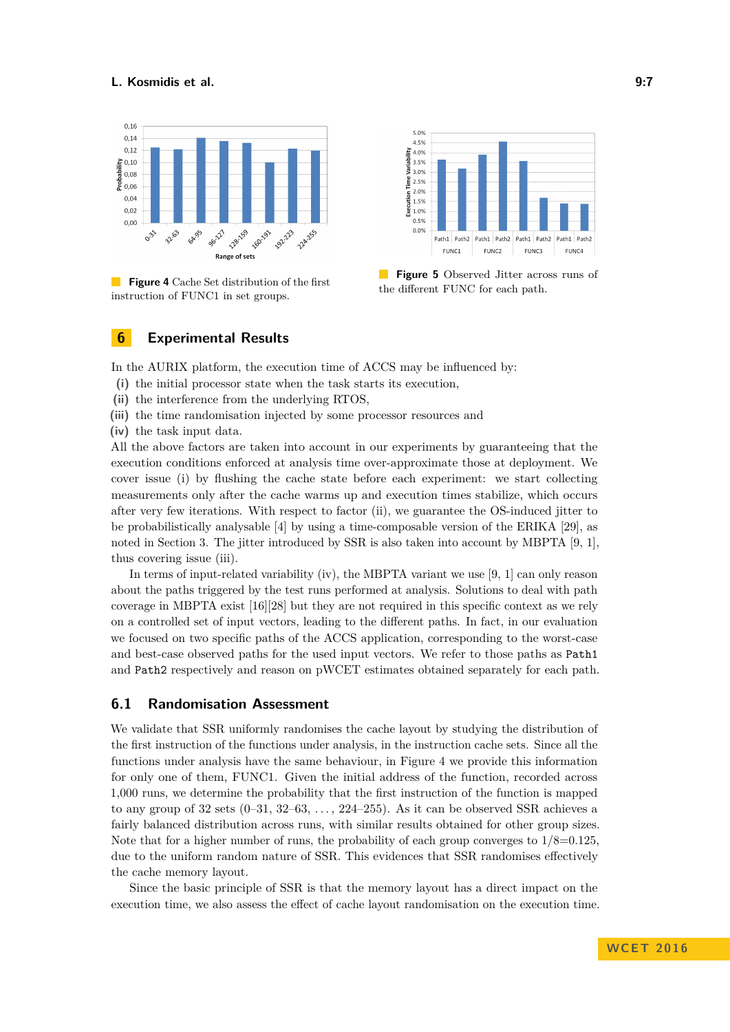**Figure 4** Cache Set distribution of the first instruction of FUNC1 in set groups.

**Figure 5** Observed Jitter across runs of the different FUNC for each path.

## 6 Experimental Results

In the AURIX platform, the execution time of ACCS may be influenced by:

**(i)** the initial processor state when the task starts its execution,
**(ii)** the interference from the underlying RTOS,
**(iii)** the time randomisation injected by some processor resources and
**(iv)** the task input data.

All the above factors are taken into account in our experiments by guaranteeing that the execution conditions enforced at analysis time over-approximate those at deployment. We cover issue (i) by flushing the cache state before each experiment: we start collecting measurements only after the cache warms up and execution times stabilize, which occurs after very few iterations. With respect to factor (ii), we guarantee the OS-induced jitter to be probabilistically analysable [4] by using a time-composable version of the ERIKA [29], as noted in Section 3. The jitter introduced by SSR is also taken into account by MBPTA [9, 1], thus covering issue (iii).

In terms of input-related variability (iv), the MBPTA variant we use [9, 1] can only reason about the paths triggered by the test runs performed at analysis. Solutions to deal with path coverage in MBPTA exist [16][28] but they are not required in this specific context as we rely on a controlled set of input vectors, leading to the different paths. In fact, in our evaluation we focused on two specific paths of the ACCS application, corresponding to the worst-case and best-case observed paths for the used input vectors. We refer to those paths as `Path1` and `Path2` respectively and reason on pWCET estimates obtained separately for each path.

### 6.1 Randomisation Assessment

We validate that SSR uniformly randomises the cache layout by studying the distribution of the first instruction of the functions under analysis, in the instruction cache sets. Since all the functions under analysis have the same behaviour, in Figure 4 we provide this information for only one of them, FUNC1. Given the initial address of the function, recorded across 1,000 runs, we determine the probability that the first instruction of the function is mapped to any group of 32 sets (0–31, 32–63, ..., 224–255). As it can be observed SSR achieves a fairly balanced distribution across runs, with similar results obtained for other group sizes. Note that for a higher number of runs, the probability of each group converges to 1/8=0.125, due to the uniform random nature of SSR. This evidences that SSR randomises effectively the cache memory layout.

Since the basic principle of SSR is that the memory layout has a direct impact on the execution time, we also assess the effect of cache layout randomisation on the execution time.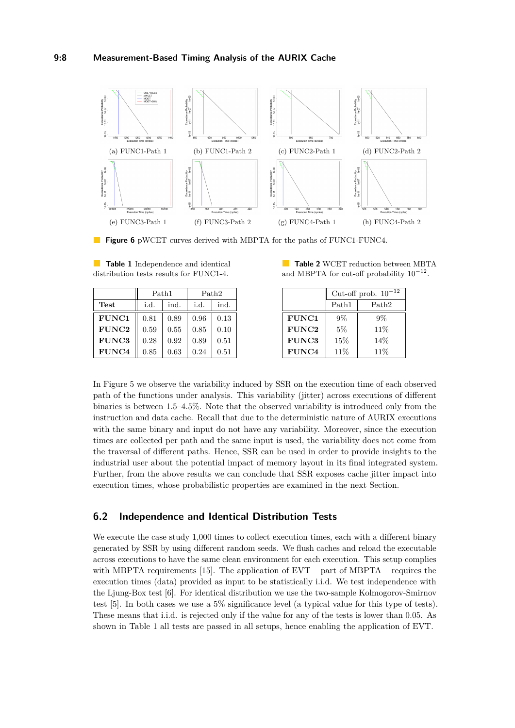(a) FUNC1-Path 1

(b) FUNC1-Path 2

(c) FUNC2-Path 1

(d) FUNC2-Path 2

(e) FUNC3-Path 1

(f) FUNC3-Path 2

(g) FUNC4-Path 1

(h) FUNC4-Path 2

**Figure 6** pWCET curves derived with MBPTA for the paths of FUNC1-FUNC4.

**Table 1** Independence and identical distribution tests results for FUNC1-4.

| | Path1 | | Path2 | |
|---|---|---|---|---|
| **Test** | i.d. | ind. | i.d. | ind. |
| **FUNC1** | 0.81 | 0.89 | 0.96 | 0.13 |
| **FUNC2** | 0.59 | 0.55 | 0.85 | 0.10 |
| **FUNC3** | 0.28 | 0.92 | 0.89 | 0.51 |
| **FUNC4** | 0.85 | 0.63 | 0.24 | 0.51 |

**Table 2** WCET reduction between MBTA and MBPTA for cut-off probability $10^{-12}$.

| | Cut-off prob. $10^{-12}$ | |
|---|---|---|
| | Path1 | Path2 |
| **FUNC1** | 9% | 9% |
| **FUNC2** | 5% | 11% |
| **FUNC3** | 15% | 14% |
| **FUNC4** | 11% | 11% |

In Figure 5 we observe the variability induced by SSR on the execution time of each observed path of the functions under analysis. This variability (jitter) across executions of different binaries is between 1.5–4.5%. Note that the observed variability is introduced only from the instruction and data cache. Recall that due to the deterministic nature of AURIX executions with the same binary and input do not have any variability. Moreover, since the execution times are collected per path and the same input is used, the variability does not come from the traversal of different paths. Hence, SSR can be used in order to provide insights to the industrial user about the potential impact of memory layout in its final integrated system. Further, from the above results we can conclude that SSR exposes cache jitter impact into execution times, whose probabilistic properties are examined in the next Section.

## 6.2 Independence and Identical Distribution Tests

We execute the case study 1,000 times to collect execution times, each with a different binary generated by SSR by using different random seeds. We flush caches and reload the executable across executions to have the same clean environment for each execution. This setup complies with MBPTA requirements [15]. The application of EVT – part of MBPTA – requires the execution times (data) provided as input to be statistically i.i.d. We test independence with the Ljung-Box test [6]. For identical distribution we use the two-sample Kolmogorov-Smirnov test [5]. In both cases we use a 5% significance level (a typical value for this type of tests). These means that i.i.d. is rejected only if the value for any of the tests is lower than 0.05. As shown in Table 1 all tests are passed in all setups, hence enabling the application of EVT.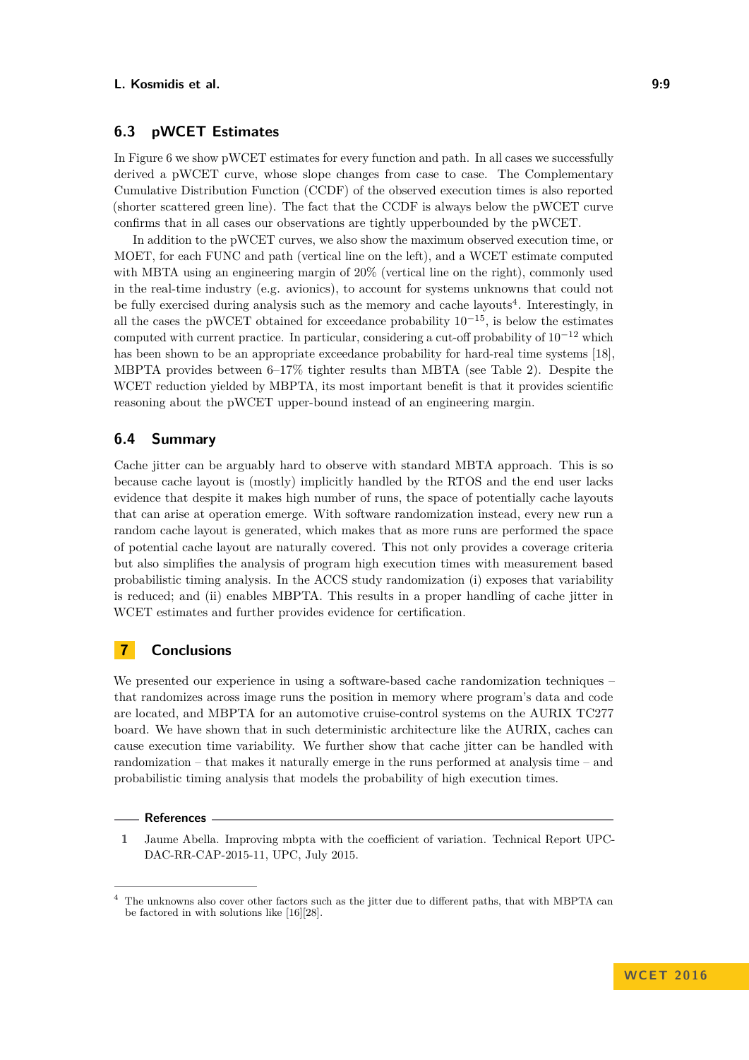### 6.3 pWCET Estimates

In Figure 6 we show pWCET estimates for every function and path. In all cases we successfully derived a pWCET curve, whose slope changes from case to case. The Complementary Cumulative Distribution Function (CCDF) of the observed execution times is also reported (shorter scattered green line). The fact that the CCDF is always below the pWCET curve confirms that in all cases our observations are tightly upperbounded by the pWCET.

In addition to the pWCET curves, we also show the maximum observed execution time, or MOET, for each FUNC and path (vertical line on the left), and a WCET estimate computed with MBTA using an engineering margin of 20% (vertical line on the right), commonly used in the real-time industry (e.g. avionics), to account for systems unknowns that could not be fully exercised during analysis such as the memory and cache layouts[4]. Interestingly, in all the cases the pWCET obtained for exceedance probability $10^{-15}$, is below the estimates computed with current practice. In particular, considering a cut-off probability of $10^{-12}$ which has been shown to be an appropriate exceedance probability for hard-real time systems [18], MBPTA provides between 6–17% tighter results than MBTA (see Table 2). Despite the WCET reduction yielded by MBPTA, its most important benefit is that it provides scientific reasoning about the pWCET upper-bound instead of an engineering margin.

### 6.4 Summary

Cache jitter can be arguably hard to observe with standard MBTA approach. This is so because cache layout is (mostly) implicitly handled by the RTOS and the end user lacks evidence that despite it makes high number of runs, the space of potentially cache layouts that can arise at operation emerge. With software randomization instead, every new run a random cache layout is generated, which makes that as more runs are performed the space of potential cache layout are naturally covered. This not only provides a coverage criteria but also simplifies the analysis of program high execution times with measurement based probabilistic timing analysis. In the ACCS study randomization (i) exposes that variability is reduced; and (ii) enables MBPTA. This results in a proper handling of cache jitter in WCET estimates and further provides evidence for certification.

## 7 Conclusions

We presented our experience in using a software-based cache randomization techniques – that randomizes across image runs the position in memory where program's data and code are located, and MBPTA for an automotive cruise-control systems on the AURIX TC277 board. We have shown that in such deterministic architecture like the AURIX, caches can cause execution time variability. We further show that cache jitter can be handled with randomization – that makes it naturally emerge in the runs performed at analysis time – and probabilistic timing analysis that models the probability of high execution times.

## References

1 Jaume Abella. Improving mbpta with the coefficient of variation. Technical Report UPC-DAC-RR-CAP-2015-11, UPC, July 2015.

---

[4] The unknowns also cover other factors such as the jitter due to different paths, that with MBPTA can be factored in with solutions like [16][28].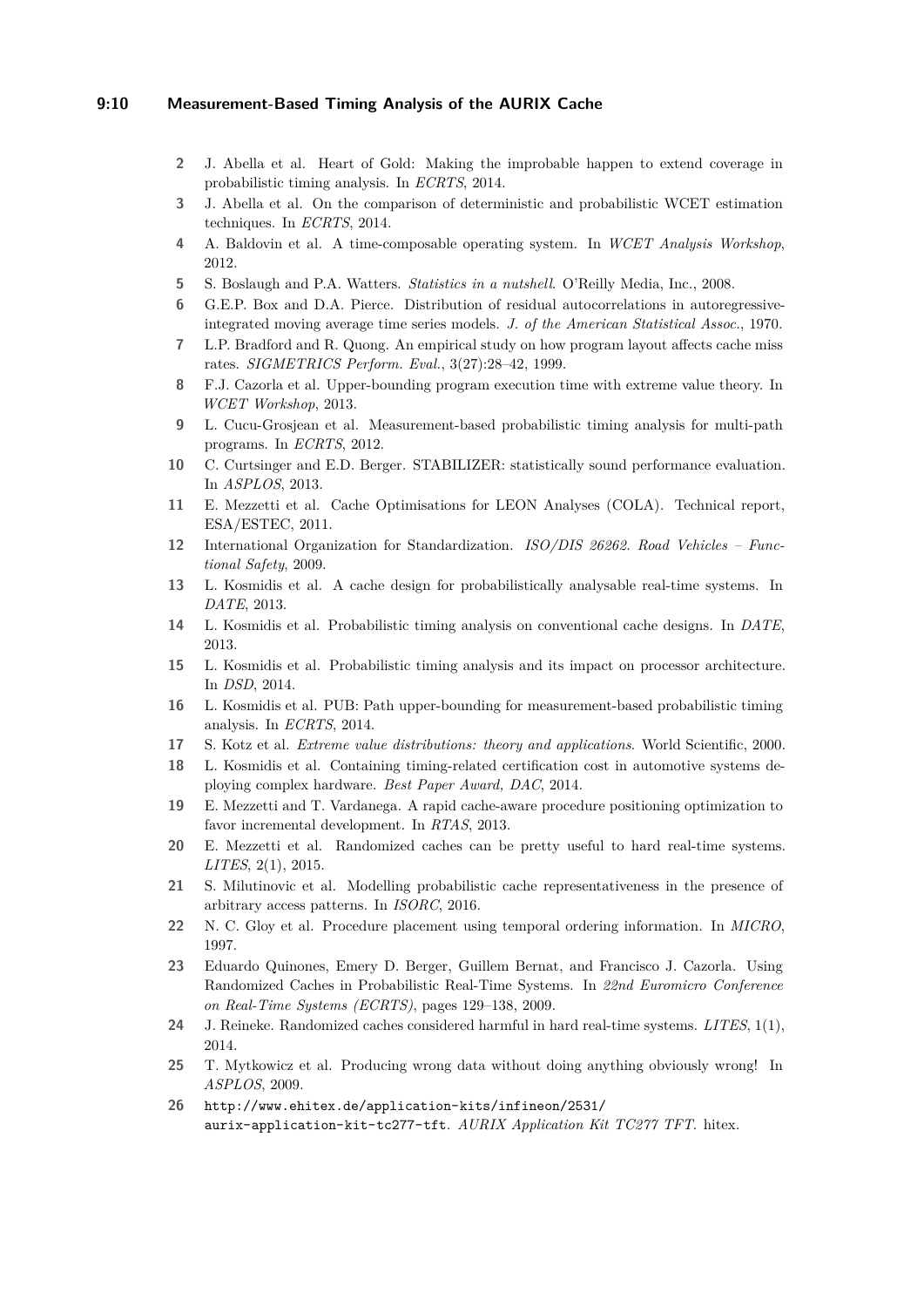2 J. Abella et al. Heart of Gold: Making the improbable happen to extend coverage in probabilistic timing analysis. In *ECRTS*, 2014.

3 J. Abella et al. On the comparison of deterministic and probabilistic WCET estimation techniques. In *ECRTS*, 2014.

4 A. Baldovin et al. A time-composable operating system. In *WCET Analysis Workshop*, 2012.

5 S. Boslaugh and P.A. Watters. *Statistics in a nutshell*. O'Reilly Media, Inc., 2008.

6 G.E.P. Box and D.A. Pierce. Distribution of residual autocorrelations in autoregressive-integrated moving average time series models. *J. of the American Statistical Assoc.*, 1970.

7 L.P. Bradford and R. Quong. An empirical study on how program layout affects cache miss rates. *SIGMETRICS Perform. Eval.*, 3(27):28–42, 1999.

8 F.J. Cazorla et al. Upper-bounding program execution time with extreme value theory. In *WCET Workshop*, 2013.

9 L. Cucu-Grosjean et al. Measurement-based probabilistic timing analysis for multi-path programs. In *ECRTS*, 2012.

10 C. Curtsinger and E.D. Berger. STABILIZER: statistically sound performance evaluation. In *ASPLOS*, 2013.

11 E. Mezzetti et al. Cache Optimisations for LEON Analyses (COLA). Technical report, ESA/ESTEC, 2011.

12 International Organization for Standardization. *ISO/DIS 26262. Road Vehicles – Functional Safety*, 2009.

13 L. Kosmidis et al. A cache design for probabilistically analysable real-time systems. In *DATE*, 2013.

14 L. Kosmidis et al. Probabilistic timing analysis on conventional cache designs. In *DATE*, 2013.

15 L. Kosmidis et al. Probabilistic timing analysis and its impact on processor architecture. In *DSD*, 2014.

16 L. Kosmidis et al. PUB: Path upper-bounding for measurement-based probabilistic timing analysis. In *ECRTS*, 2014.

17 S. Kotz et al. *Extreme value distributions: theory and applications*. World Scientific, 2000.

18 L. Kosmidis et al. Containing timing-related certification cost in automotive systems deploying complex hardware. *Best Paper Award, DAC*, 2014.

19 E. Mezzetti and T. Vardanega. A rapid cache-aware procedure positioning optimization to favor incremental development. In *RTAS*, 2013.

20 E. Mezzetti et al. Randomized caches can be pretty useful to hard real-time systems. *LITES*, 2(1), 2015.

21 S. Milutinovic et al. Modelling probabilistic cache representativeness in the presence of arbitrary access patterns. In *ISORC*, 2016.

22 N. C. Gloy et al. Procedure placement using temporal ordering information. In *MICRO*, 1997.

23 Eduardo Quinones, Emery D. Berger, Guillem Bernat, and Francisco J. Cazorla. Using Randomized Caches in Probabilistic Real-Time Systems. In *22nd Euromicro Conference on Real-Time Systems (ECRTS)*, pages 129–138, 2009.

24 J. Reineke. Randomized caches considered harmful in hard real-time systems. *LITES*, 1(1), 2014.

25 T. Mytkowicz et al. Producing wrong data without doing anything obviously wrong! In *ASPLOS*, 2009.

26 http://www.ehitex.de/application-kits/infineon/2531/aurix-application-kit-tc277-tft. *AURIX Application Kit TC277 TFT*. hitex.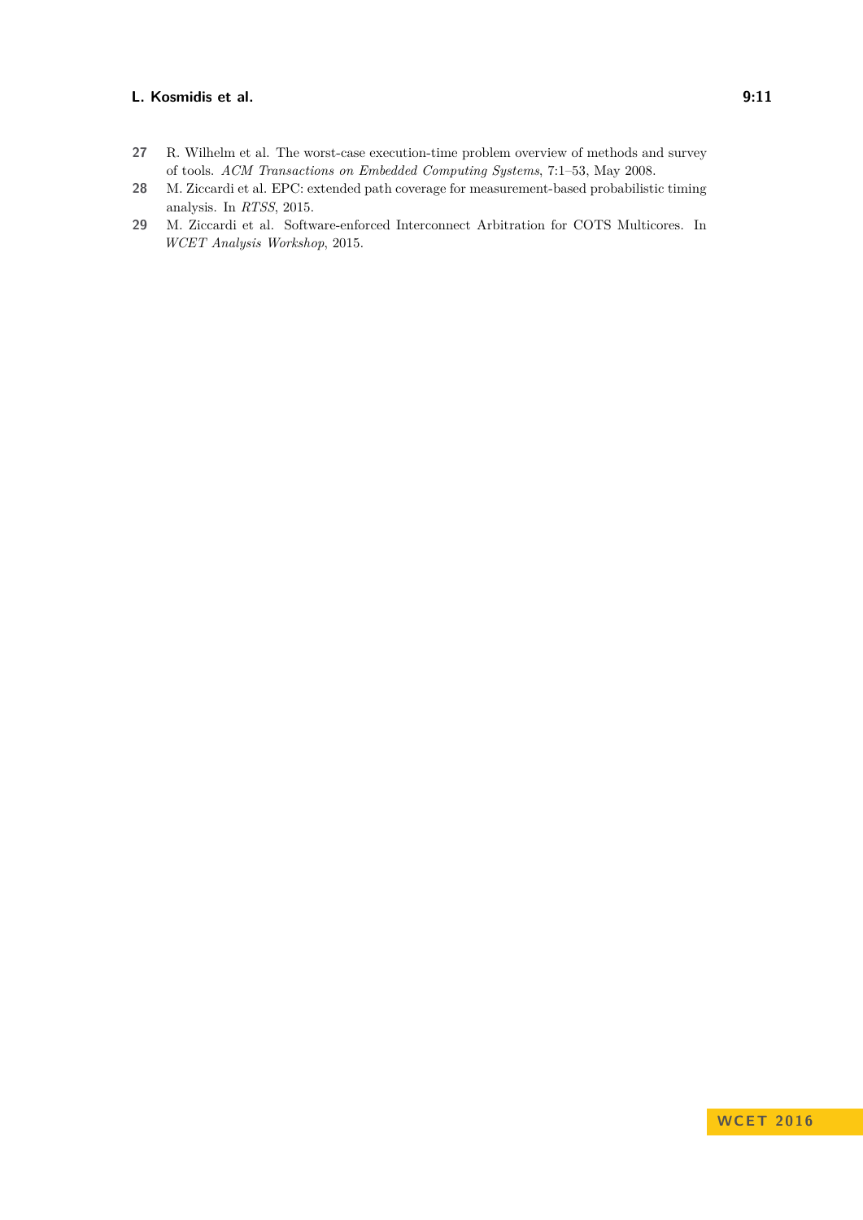27 R. Wilhelm et al. The worst-case execution-time problem overview of methods and survey of tools. *ACM Transactions on Embedded Computing Systems*, 7:1–53, May 2008.

28 M. Ziccardi et al. EPC: extended path coverage for measurement-based probabilistic timing analysis. In *RTSS*, 2015.

29 M. Ziccardi et al. Software-enforced Interconnect Arbitration for COTS Multicores. In *WCET Analysis Workshop*, 2015.